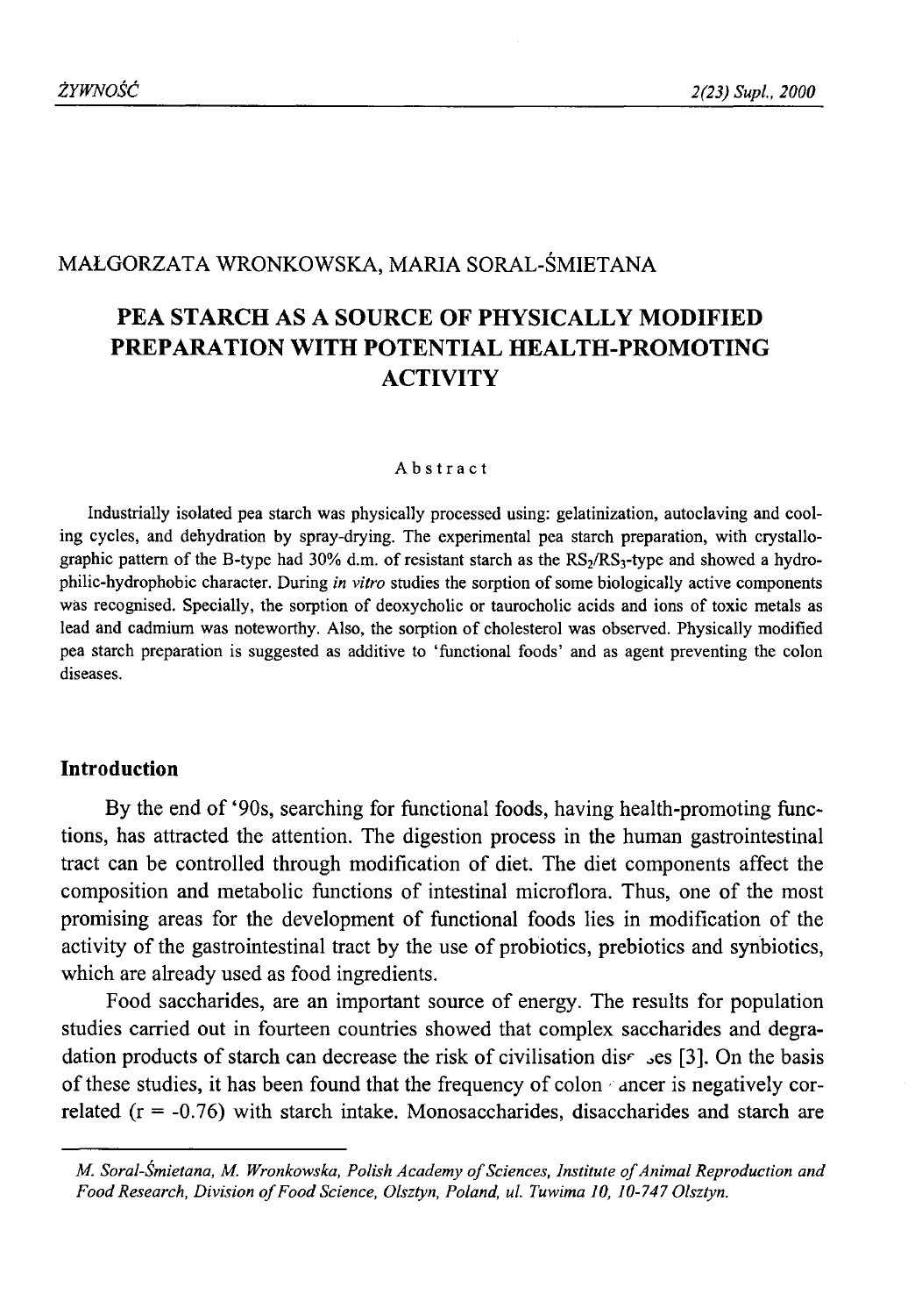MAŁGORZATA WRONKOWSKA, MARIA SORAL-ŚMIETANA

# PEA STARCH AS A SOURCE OF PHYSICALLY MODIFIED PREPARATION WITH POTENTIAL HEALTH-PROMOTING ACTIVITY

### Abstract

Industrially isolated pea starch was physically processed using: gelatinization, autoclaving and cooling cycles, and dehydration by spray-drying. The experimental pea starch preparation, with crystallographic pattern of the B-type had 30% d.m. of resistant starch as the $RS_2/RS_3$-type and showed a hydrophilic-hydrophobic character. During *in vitro* studies the sorption of some biologically active components was recognised. Specially, the sorption of deoxycholic or taurocholic acids and ions of toxic metals as lead and cadmium was noteworthy. Also, the sorption of cholesterol was observed. Physically modified pea starch preparation is suggested as additive to 'functional foods' and as agent preventing the colon diseases.

## Introduction

By the end of '90s, searching for functional foods, having health-promoting functions, has attracted the attention. The digestion process in the human gastrointestinal tract can be controlled through modification of diet. The diet components affect the composition and metabolic functions of intestinal microflora. Thus, one of the most promising areas for the development of functional foods lies in modification of the activity of the gastrointestinal tract by the use of probiotics, prebiotics and synbiotics, which are already used as food ingredients.

Food saccharides, are an important source of energy. The results for population studies carried out in fourteen countries showed that complex saccharides and degradation products of starch can decrease the risk of civilisation diseases [3]. On the basis of these studies, it has been found that the frequency of colon cancer is negatively correlated ($r = -0.76$) with starch intake. Monosaccharides, disaccharides and starch are

---

*M. Soral-Śmietana, M. Wronkowska, Polish Academy of Sciences, Institute of Animal Reproduction and Food Research, Division of Food Science, Olsztyn, Poland, ul. Tuwima 10, 10-747 Olsztyn.*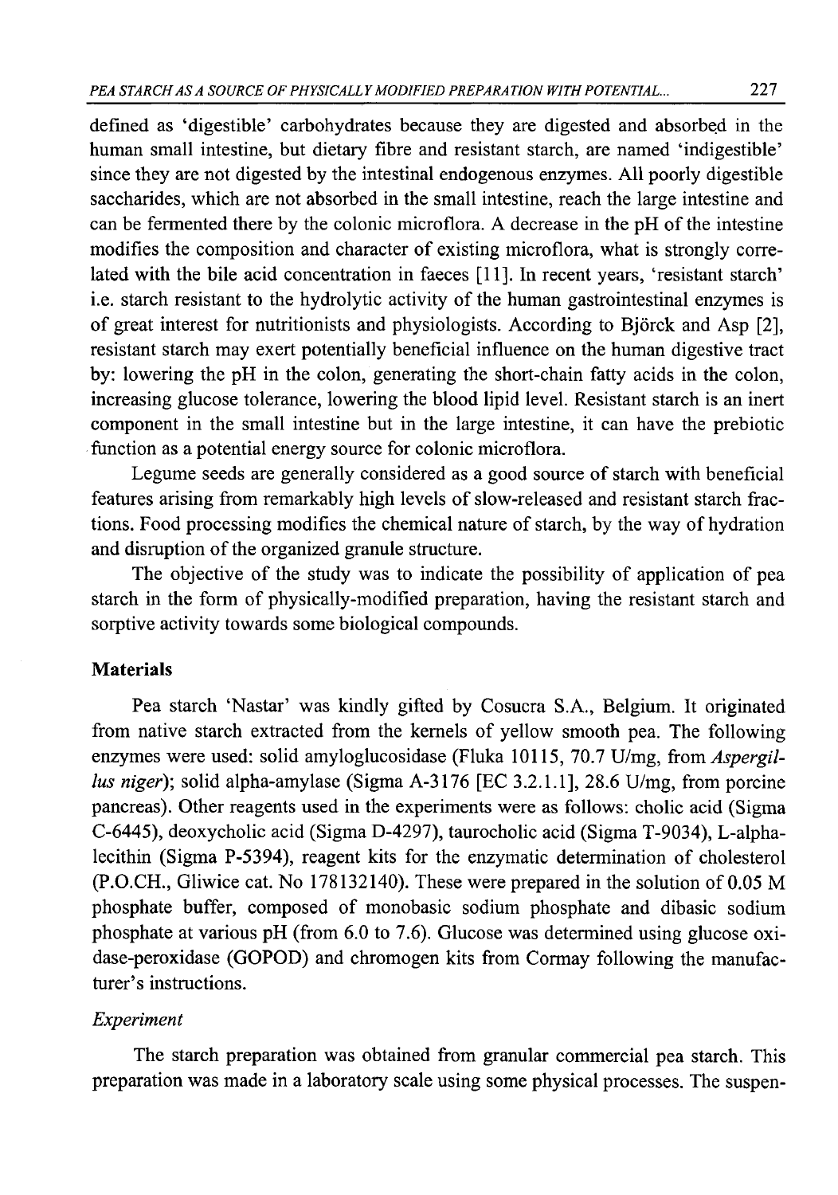defined as 'digestible' carbohydrates because they are digested and absorbed in the human small intestine, but dietary fibre and resistant starch, are named 'indigestible' since they are not digested by the intestinal endogenous enzymes. All poorly digestible saccharides, which are not absorbed in the small intestine, reach the large intestine and can be fermented there by the colonic microflora. A decrease in the pH of the intestine modifies the composition and character of existing microflora, what is strongly correlated with the bile acid concentration in faeces [11]. In recent years, 'resistant starch' i.e. starch resistant to the hydrolytic activity of the human gastrointestinal enzymes is of great interest for nutritionists and physiologists. According to Björck and Asp [2], resistant starch may exert potentially beneficial influence on the human digestive tract by: lowering the pH in the colon, generating the short-chain fatty acids in the colon, increasing glucose tolerance, lowering the blood lipid level. Resistant starch is an inert component in the small intestine but in the large intestine, it can have the prebiotic function as a potential energy source for colonic microflora.

Legume seeds are generally considered as a good source of starch with beneficial features arising from remarkably high levels of slow-released and resistant starch fractions. Food processing modifies the chemical nature of starch, by the way of hydration and disruption of the organized granule structure.

The objective of the study was to indicate the possibility of application of pea starch in the form of physically-modified preparation, having the resistant starch and sorptive activity towards some biological compounds.

## Materials

Pea starch 'Nastar' was kindly gifted by Cosucra S.A., Belgium. It originated from native starch extracted from the kernels of yellow smooth pea. The following enzymes were used: solid amyloglucosidase (Fluka 10115, 70.7 U/mg, from *Aspergillus niger*); solid alpha-amylase (Sigma A-3176 [EC 3.2.1.1], 28.6 U/mg, from porcine pancreas). Other reagents used in the experiments were as follows: cholic acid (Sigma C-6445), deoxycholic acid (Sigma D-4297), taurocholic acid (Sigma T-9034), L-alpha-lecithin (Sigma P-5394), reagent kits for the enzymatic determination of cholesterol (P.O.CH., Gliwice cat. No 178132140). These were prepared in the solution of 0.05 M phosphate buffer, composed of monobasic sodium phosphate and dibasic sodium phosphate at various pH (from 6.0 to 7.6). Glucose was determined using glucose oxidase-peroxidase (GOPOD) and chromogen kits from Cormay following the manufacturer's instructions.

### *Experiment*

The starch preparation was obtained from granular commercial pea starch. This preparation was made in a laboratory scale using some physical processes. The suspen-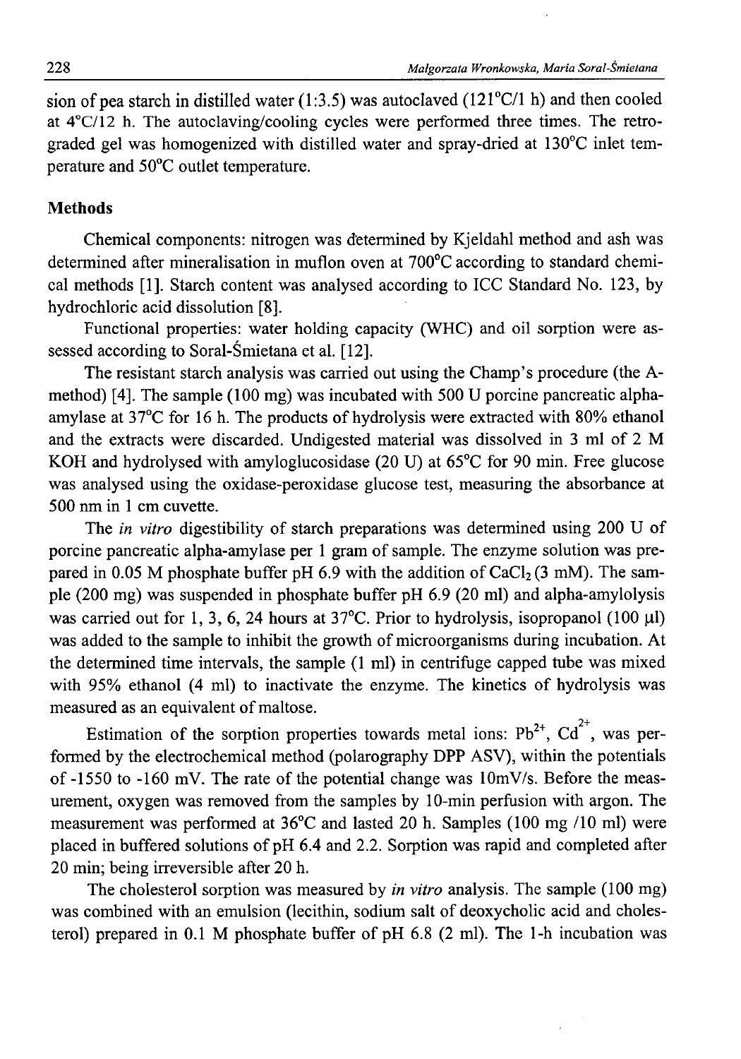sion of pea starch in distilled water (1:3.5) was autoclaved (121°C/1 h) and then cooled at 4°C/12 h. The autoclaving/cooling cycles were performed three times. The retrograded gel was homogenized with distilled water and spray-dried at 130°C inlet temperature and 50°C outlet temperature.

## Methods

Chemical components: nitrogen was determined by Kjeldahl method and ash was determined after mineralisation in muflon oven at 700°C according to standard chemical methods [1]. Starch content was analysed according to ICC Standard No. 123, by hydrochloric acid dissolution [8].

Functional properties: water holding capacity (WHC) and oil sorption were assessed according to Soral-Śmietana et al. [12].

The resistant starch analysis was carried out using the Champ's procedure (the A-method) [4]. The sample (100 mg) was incubated with 500 U porcine pancreatic alpha-amylase at 37°C for 16 h. The products of hydrolysis were extracted with 80% ethanol and the extracts were discarded. Undigested material was dissolved in 3 ml of 2 M KOH and hydrolysed with amyloglucosidase (20 U) at 65°C for 90 min. Free glucose was analysed using the oxidase-peroxidase glucose test, measuring the absorbance at 500 nm in 1 cm cuvette.

The *in vitro* digestibility of starch preparations was determined using 200 U of porcine pancreatic alpha-amylase per 1 gram of sample. The enzyme solution was prepared in 0.05 M phosphate buffer pH 6.9 with the addition of $CaCl_2$ (3 mM). The sample (200 mg) was suspended in phosphate buffer pH 6.9 (20 ml) and alpha-amylolysis was carried out for 1, 3, 6, 24 hours at 37°C. Prior to hydrolysis, isopropanol (100 μl) was added to the sample to inhibit the growth of microorganisms during incubation. At the determined time intervals, the sample (1 ml) in centrifuge capped tube was mixed with 95% ethanol (4 ml) to inactivate the enzyme. The kinetics of hydrolysis was measured as an equivalent of maltose.

Estimation of the sorption properties towards metal ions: $Pb^{2+}$, $Cd^{2+}$, was performed by the electrochemical method (polarography DPP ASV), within the potentials of -1550 to -160 mV. The rate of the potential change was 10mV/s. Before the measurement, oxygen was removed from the samples by 10-min perfusion with argon. The measurement was performed at 36°C and lasted 20 h. Samples (100 mg /10 ml) were placed in buffered solutions of pH 6.4 and 2.2. Sorption was rapid and completed after 20 min; being irreversible after 20 h.

The cholesterol sorption was measured by *in vitro* analysis. The sample (100 mg) was combined with an emulsion (lecithin, sodium salt of deoxycholic acid and cholesterol) prepared in 0.1 M phosphate buffer of pH 6.8 (2 ml). The 1-h incubation was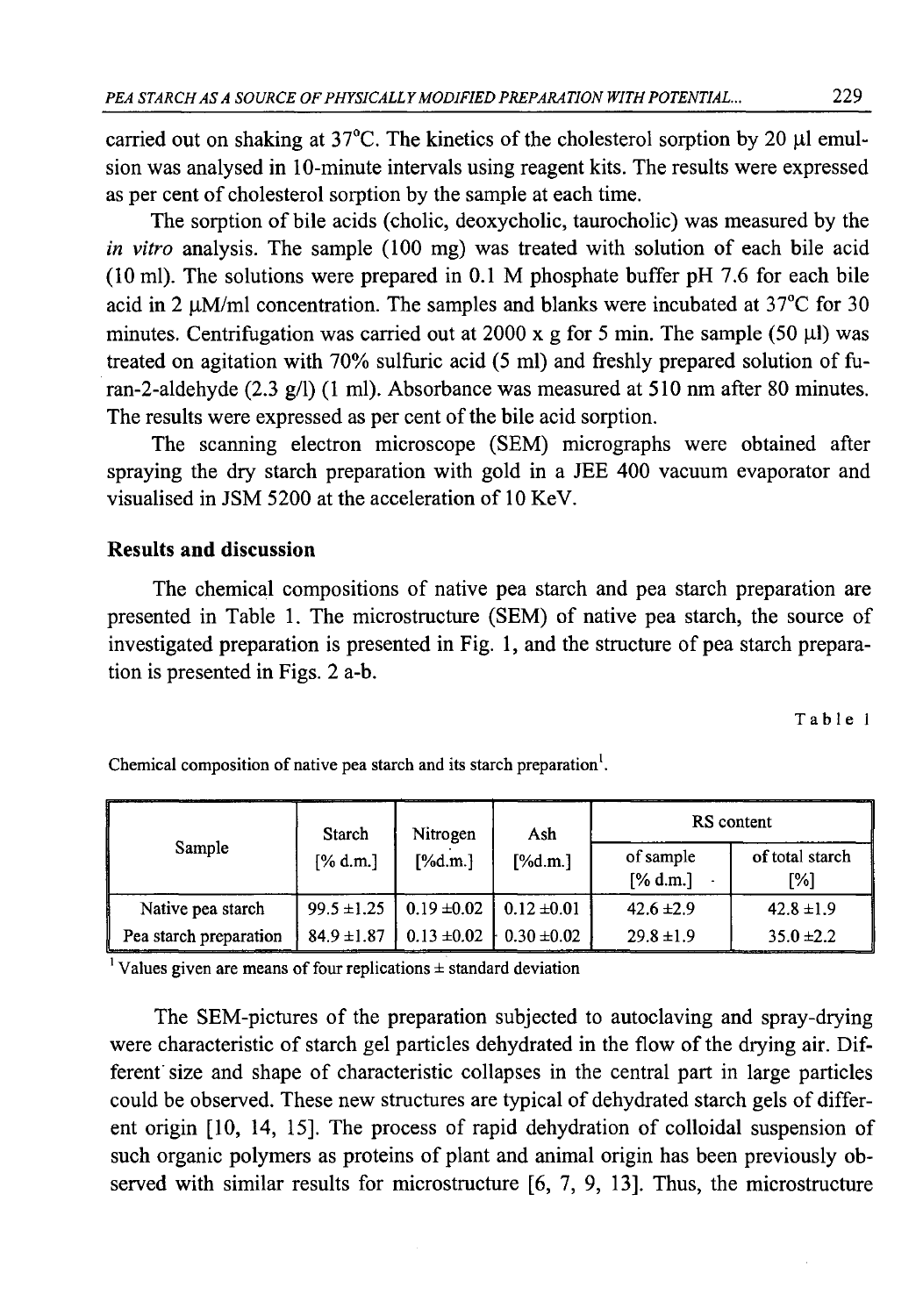carried out on shaking at 37°C. The kinetics of the cholesterol sorption by 20 μl emulsion was analysed in 10-minute intervals using reagent kits. The results were expressed as per cent of cholesterol sorption by the sample at each time.

The sorption of bile acids (cholic, deoxycholic, taurocholic) was measured by the *in vitro* analysis. The sample (100 mg) was treated with solution of each bile acid (10 ml). The solutions were prepared in 0.1 M phosphate buffer pH 7.6 for each bile acid in 2 μM/ml concentration. The samples and blanks were incubated at 37°C for 30 minutes. Centrifugation was carried out at 2000 x g for 5 min. The sample (50 μl) was treated on agitation with 70% sulfuric acid (5 ml) and freshly prepared solution of furan-2-aldehyde (2.3 g/l) (1 ml). Absorbance was measured at 510 nm after 80 minutes. The results were expressed as per cent of the bile acid sorption.

The scanning electron microscope (SEM) micrographs were obtained after spraying the dry starch preparation with gold in a JEE 400 vacuum evaporator and visualised in JSM 5200 at the acceleration of 10 KeV.

## Results and discussion

The chemical compositions of native pea starch and pea starch preparation are presented in Table 1. The microstructure (SEM) of native pea starch, the source of investigated preparation is presented in Fig. 1, and the structure of pea starch preparation is presented in Figs. 2 a-b.

Table 1

Chemical composition of native pea starch and its starch preparation[1].

| Sample | Starch [% d.m.] | Nitrogen [%d.m.] | Ash [%d.m.] | RS content | |
|---|---|---|---|---|---|
| | | | | of sample [% d.m.] | of total starch [%] |
| Native pea starch | 99.5 ±1.25 | 0.19 ±0.02 | 0.12 ±0.01 | 42.6 ±2.9 | 42.8 ±1.9 |
| Pea starch preparation | 84.9 ±1.87 | 0.13 ±0.02 | 0.30 ±0.02 | 29.8 ±1.9 | 35.0 ±2.2 |

[1] Values given are means of four replications ± standard deviation

The SEM-pictures of the preparation subjected to autoclaving and spray-drying were characteristic of starch gel particles dehydrated in the flow of the drying air. Different size and shape of characteristic collapses in the central part in large particles could be observed. These new structures are typical of dehydrated starch gels of different origin [10, 14, 15]. The process of rapid dehydration of colloidal suspension of such organic polymers as proteins of plant and animal origin has been previously observed with similar results for microstructure [6, 7, 9, 13]. Thus, the microstructure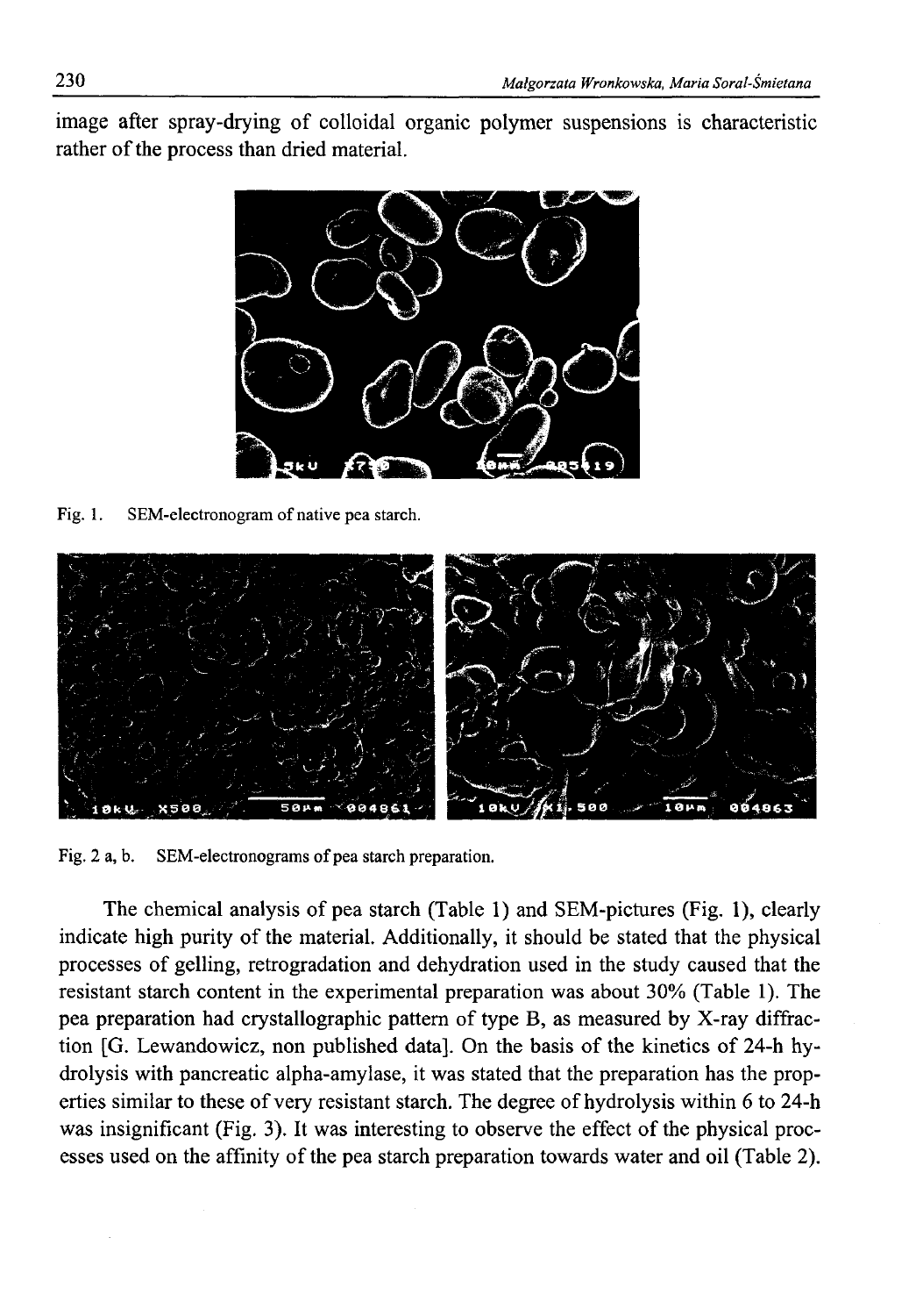image after spray-drying of colloidal organic polymer suspensions is characteristic rather of the process than dried material.

Fig. 1. SEM-electronogram of native pea starch.

Fig. 2 a, b. SEM-electronograms of pea starch preparation.

The chemical analysis of pea starch (Table 1) and SEM-pictures (Fig. 1), clearly indicate high purity of the material. Additionally, it should be stated that the physical processes of gelling, retrogradation and dehydration used in the study caused that the resistant starch content in the experimental preparation was about 30% (Table 1). The pea preparation had crystallographic pattern of type B, as measured by X-ray diffraction [G. Lewandowicz, non published data]. On the basis of the kinetics of 24-h hydrolysis with pancreatic alpha-amylase, it was stated that the preparation has the properties similar to these of very resistant starch. The degree of hydrolysis within 6 to 24-h was insignificant (Fig. 3). It was interesting to observe the effect of the physical processes used on the affinity of the pea starch preparation towards water and oil (Table 2).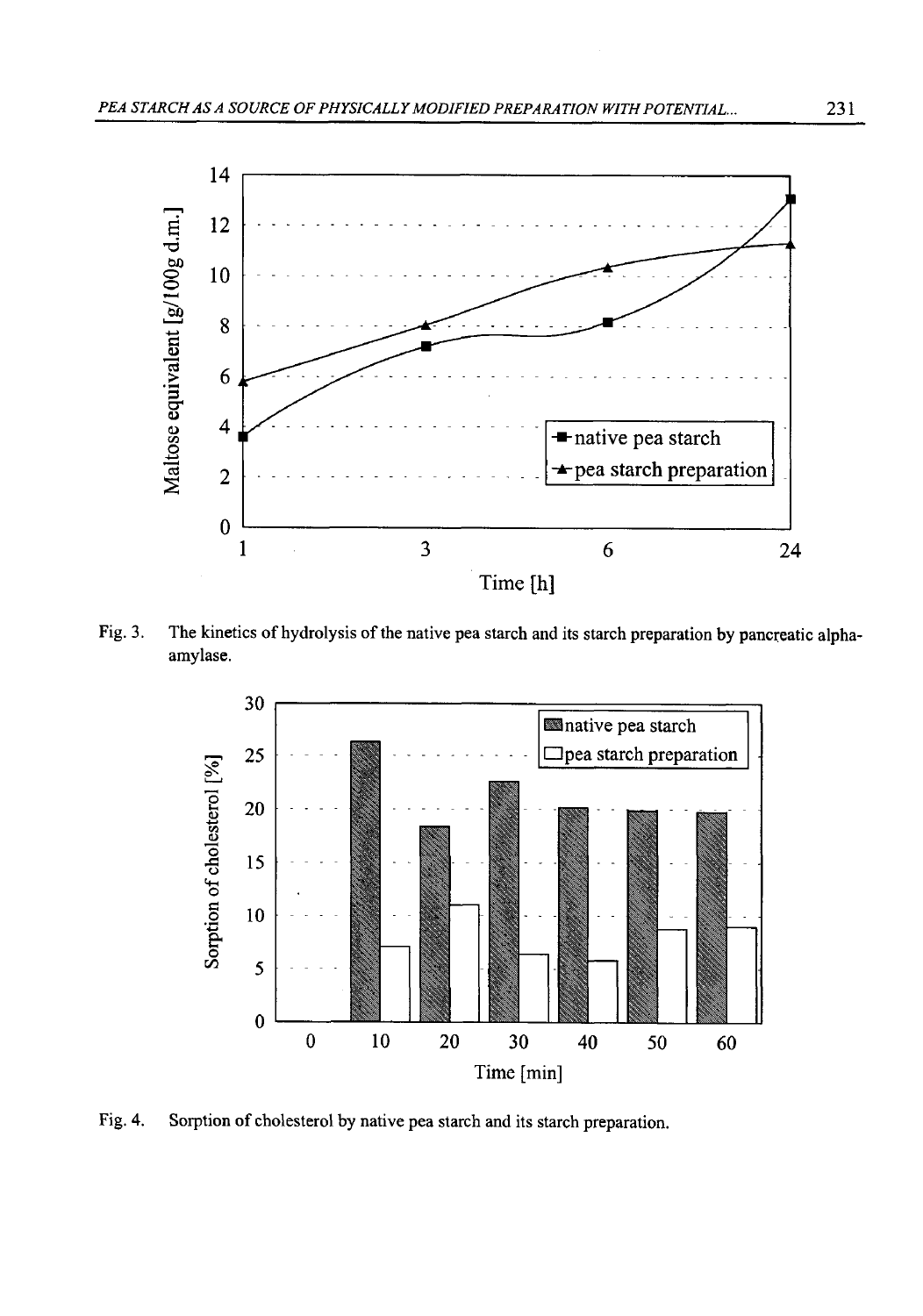Fig. 3. The kinetics of hydrolysis of the native pea starch and its starch preparation by pancreatic alpha-amylase.

Fig. 4. Sorption of cholesterol by native pea starch and its starch preparation.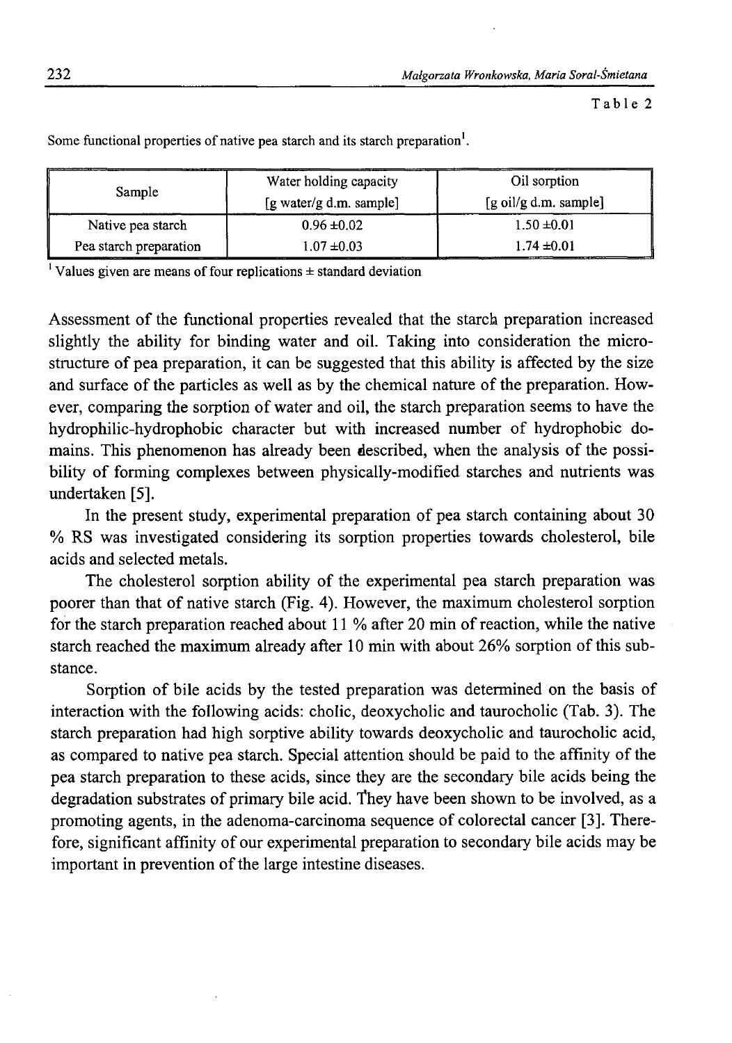Table 2

Some functional properties of native pea starch and its starch preparation[1].

| Sample | Water holding capacity [g water/g d.m. sample] | Oil sorption [g oil/g d.m. sample] |
|---|---|---|
| Native pea starch | 0.96 ±0.02 | 1.50 ±0.01 |
| Pea starch preparation | 1.07 ±0.03 | 1.74 ±0.01 |

[1] Values given are means of four replications ± standard deviation

Assessment of the functional properties revealed that the starch preparation increased slightly the ability for binding water and oil. Taking into consideration the micro-structure of pea preparation, it can be suggested that this ability is affected by the size and surface of the particles as well as by the chemical nature of the preparation. However, comparing the sorption of water and oil, the starch preparation seems to have the hydrophilic-hydrophobic character but with increased number of hydrophobic domains. This phenomenon has already been described, when the analysis of the possibility of forming complexes between physically-modified starches and nutrients was undertaken [5].

In the present study, experimental preparation of pea starch containing about 30 % RS was investigated considering its sorption properties towards cholesterol, bile acids and selected metals.

The cholesterol sorption ability of the experimental pea starch preparation was poorer than that of native starch (Fig. 4). However, the maximum cholesterol sorption for the starch preparation reached about 11 % after 20 min of reaction, while the native starch reached the maximum already after 10 min with about 26% sorption of this substance.

Sorption of bile acids by the tested preparation was determined on the basis of interaction with the following acids: cholic, deoxycholic and taurocholic (Tab. 3). The starch preparation had high sorptive ability towards deoxycholic and taurocholic acid, as compared to native pea starch. Special attention should be paid to the affinity of the pea starch preparation to these acids, since they are the secondary bile acids being the degradation substrates of primary bile acid. They have been shown to be involved, as a promoting agents, in the adenoma-carcinoma sequence of colorectal cancer [3]. Therefore, significant affinity of our experimental preparation to secondary bile acids may be important in prevention of the large intestine diseases.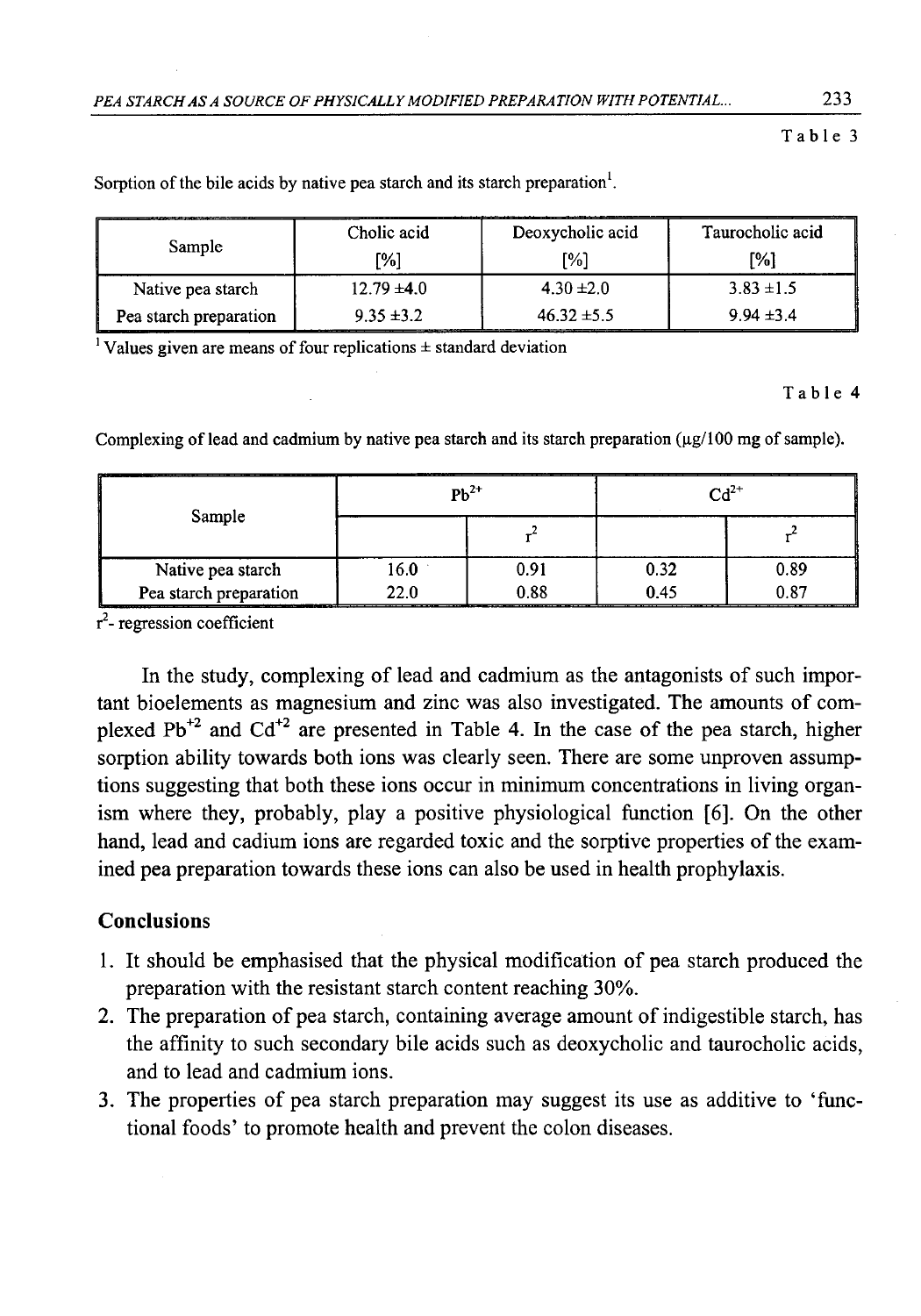Table 3

Sorption of the bile acids by native pea starch and its starch preparation[1].

| Sample | Cholic acid [%] | Deoxycholic acid [%] | Taurocholic acid [%] |
|---|---|---|---|
| Native pea starch | 12.79 ±4.0 | 4.30 ±2.0 | 3.83 ±1.5 |
| Pea starch preparation | 9.35 ±3.2 | 46.32 ±5.5 | 9.94 ±3.4 |

[1] Values given are means of four replications ± standard deviation

Table 4

Complexing of lead and cadmium by native pea starch and its starch preparation (μg/100 mg of sample).

| Sample | $Pb^{2+}$ | | $Cd^{2+}$ | |
|---|---|---|---|---|
| | | $r^2$ | | $r^2$ |
| Native pea starch | 16.0 | 0.91 | 0.32 | 0.89 |
| Pea starch preparation | 22.0 | 0.88 | 0.45 | 0.87 |

$r^2$- regression coefficient

In the study, complexing of lead and cadmium as the antagonists of such important bioelements as magnesium and zinc was also investigated. The amounts of complexed $Pb^{+2}$ and $Cd^{+2}$ are presented in Table 4. In the case of the pea starch, higher sorption ability towards both ions was clearly seen. There are some unproven assumptions suggesting that both these ions occur in minimum concentrations in living organism where they, probably, play a positive physiological function [6]. On the other hand, lead and cadium ions are regarded toxic and the sorptive properties of the examined pea preparation towards these ions can also be used in health prophylaxis.

## Conclusions

1. It should be emphasised that the physical modification of pea starch produced the preparation with the resistant starch content reaching 30%.
2. The preparation of pea starch, containing average amount of indigestible starch, has the affinity to such secondary bile acids such as deoxycholic and taurocholic acids, and to lead and cadmium ions.
3. The properties of pea starch preparation may suggest its use as additive to 'functional foods' to promote health and prevent the colon diseases.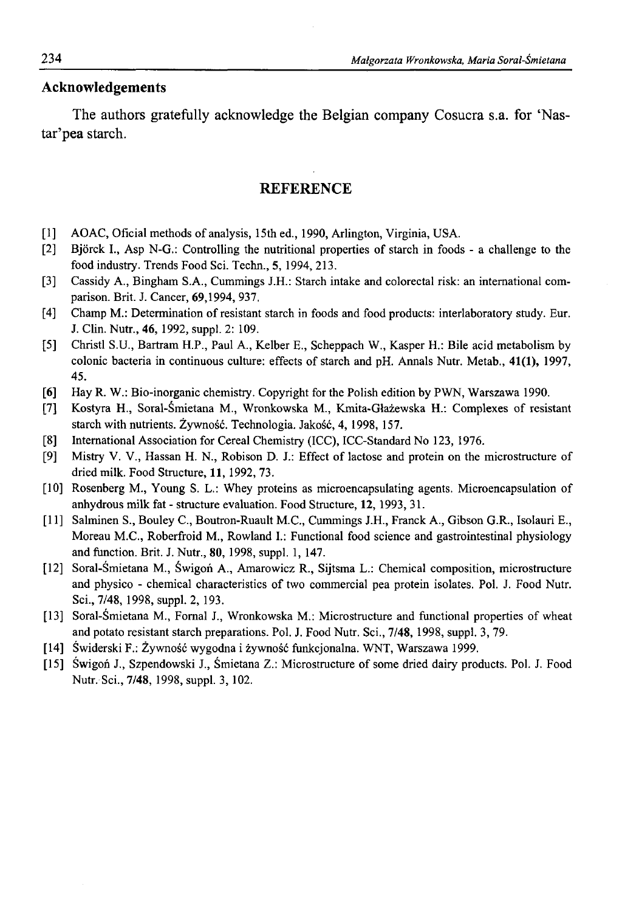## Acknowledgements

The authors gratefully acknowledge the Belgian company Cosucra s.a. for 'Nastar'pea starch.

## REFERENCE

[1] AOAC, Oficial methods of analysis, 15th ed., 1990, Arlington, Virginia, USA.

[2] Björck I., Asp N-G.: Controlling the nutritional properties of starch in foods - a challenge to the food industry. Trends Food Sci. Techn., **5**, 1994, 213.

[3] Cassidy A., Bingham S.A., Cummings J.H.: Starch intake and colorectal risk: an international comparison. Brit. J. Cancer, **69**,1994, 937.

[4] Champ M.: Determination of resistant starch in foods and food products: interlaboratory study. Eur. J. Clin. Nutr., **46**, 1992, suppl. 2: 109.

[5] Christl S.U., Bartram H.P., Paul A., Kelber E., Scheppach W., Kasper H.: Bile acid metabolism by colonic bacteria in continuous culture: effects of starch and pH. Annals Nutr. Metab., **41(1)**, 1997, 45.

[6] Hay R. W.: Bio-inorganic chemistry. Copyright for the Polish edition by PWN, Warszawa 1990.

[7] Kostyra H., Soral-Śmietana M., Wronkowska M., Kmita-Głażewska H.: Complexes of resistant starch with nutrients. Żywność. Technologia. Jakość, **4**, 1998, 157.

[8] International Association for Cereal Chemistry (ICC), ICC-Standard No 123, 1976.

[9] Mistry V. V., Hassan H. N., Robison D. J.: Effect of lactose and protein on the microstructure of dried milk. Food Structure, **11**, 1992, 73.

[10] Rosenberg M., Young S. L.: Whey proteins as microencapsulating agents. Microencapsulation of anhydrous milk fat - structure evaluation. Food Structure, **12**, 1993, 31.

[11] Salminen S., Bouley C., Boutron-Ruault M.C., Cummings J.H., Franck A., Gibson G.R., Isolauri E., Moreau M.C., Roberfroid M., Rowland I.: Functional food science and gastrointestinal physiology and function. Brit. J. Nutr., **80**, 1998, suppl. 1, 147.

[12] Soral-Śmietana M., Świgoń A., Amarowicz R., Sijtsma L.: Chemical composition, microstructure and physico - chemical characteristics of two commercial pea protein isolates. Pol. J. Food Nutr. Sci., 7/48, 1998, suppl. 2, 193.

[13] Soral-Śmietana M., Fornal J., Wronkowska M.: Microstructure and functional properties of wheat and potato resistant starch preparations. Pol. J. Food Nutr. Sci., **7/48**, 1998, suppl. 3, 79.

[14] Świderski F.: Żywność wygodna i żywność funkcjonalna. WNT, Warszawa 1999.

[15] Świgoń J., Szpendowski J., Śmietana Z.: Microstructure of some dried dairy products. Pol. J. Food Nutr. Sci., **7/48**, 1998, suppl. 3, 102.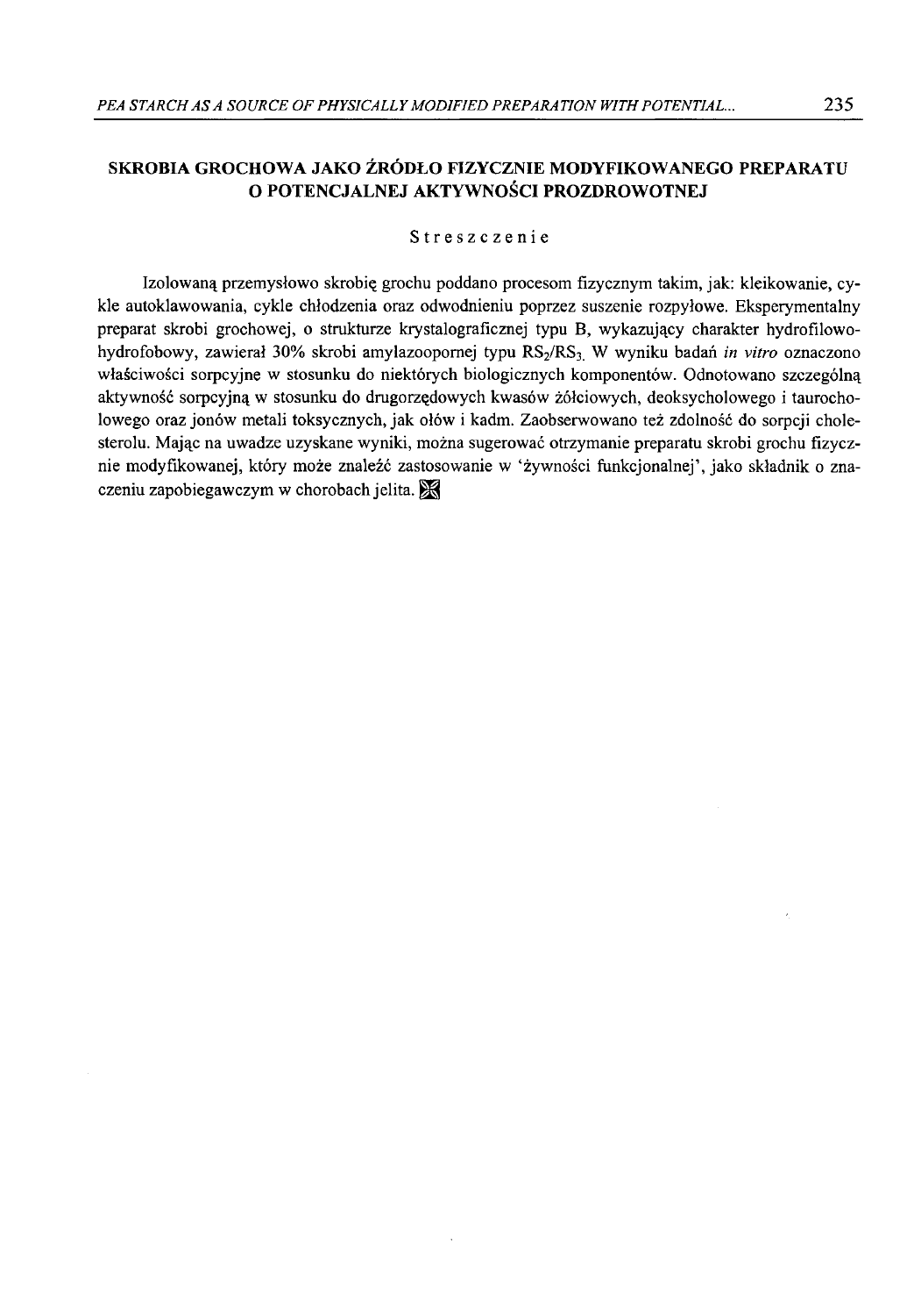## SKROBIA GROCHOWA JAKO ŹRÓDŁO FIZYCZNIE MODYFIKOWANEGO PREPARATU O POTENCJALNEJ AKTYWNOŚCI PROZDROWOTNEJ

### Streszczenie

Izolowaną przemysłowo skrobię grochu poddano procesom fizycznym takim, jak: kleikowanie, cykle autoklawowania, cykle chłodzenia oraz odwodnieniu poprzez suszenie rozpyłowe. Eksperymentalny preparat skrobi grochowej, o strukturze krystalograficznej typu B, wykazujący charakter hydrofilowo-hydrofobowy, zawierał 30% skrobi amylazoopornej typu $RS_2/RS_3$. W wyniku badań *in vitro* oznaczono właściwości sorpcyjne w stosunku do niektórych biologicznych komponentów. Odnotowano szczególną aktywność sorpcyjną w stosunku do drugorzędowych kwasów żółciowych, deoksycholowego i taurocholowego oraz jonów metali toksycznych, jak ołów i kadm. Zaobserwowano też zdolność do sorpcji cholesterolu. Mając na uwadze uzyskane wyniki, można sugerować otrzymanie preparatu skrobi grochu fizycznie modyfikowanej, który może znaleźć zastosowanie w 'żywności funkcjonalnej', jako składnik o znaczeniu zapobiegawczym w chorobach jelita.